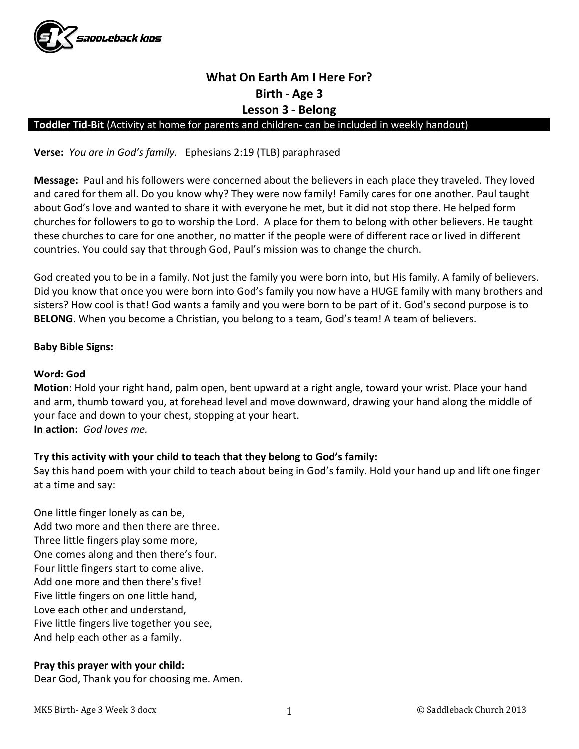# What On Earth Am I Here For?
## Birth - Age 3
## Lesson 3 - Belong

**Toddler Tid-Bit** (Activity at home for parents and children- can be included in weekly handout)

**Verse:** *You are in God's family.* Ephesians 2:19 (TLB) paraphrased

**Message:** Paul and his followers were concerned about the believers in each place they traveled. They loved and cared for them all. Do you know why? They were now family! Family cares for one another. Paul taught about God's love and wanted to share it with everyone he met, but it did not stop there. He helped form churches for followers to go to worship the Lord. A place for them to belong with other believers. He taught these churches to care for one another, no matter if the people were of different race or lived in different countries. You could say that through God, Paul's mission was to change the church.

God created you to be in a family. Not just the family you were born into, but His family. A family of believers. Did you know that once you were born into God's family you now have a HUGE family with many brothers and sisters? How cool is that! God wants a family and you were born to be part of it. God's second purpose is to **BELONG**. When you become a Christian, you belong to a team, God's team! A team of believers.

**Baby Bible Signs:**

**Word: God**
**Motion**: Hold your right hand, palm open, bent upward at a right angle, toward your wrist. Place your hand and arm, thumb toward you, at forehead level and move downward, drawing your hand along the middle of your face and down to your chest, stopping at your heart.
**In action:** *God loves me.*

**Try this activity with your child to teach that they belong to God's family:**
Say this hand poem with your child to teach about being in God's family. Hold your hand up and lift one finger at a time and say:

One little finger lonely as can be,
Add two more and then there are three.
Three little fingers play some more,
One comes along and then there's four.
Four little fingers start to come alive.
Add one more and then there's five!
Five little fingers on one little hand,
Love each other and understand,
Five little fingers live together you see,
And help each other as a family.

**Pray this prayer with your child:**
Dear God, Thank you for choosing me. Amen.